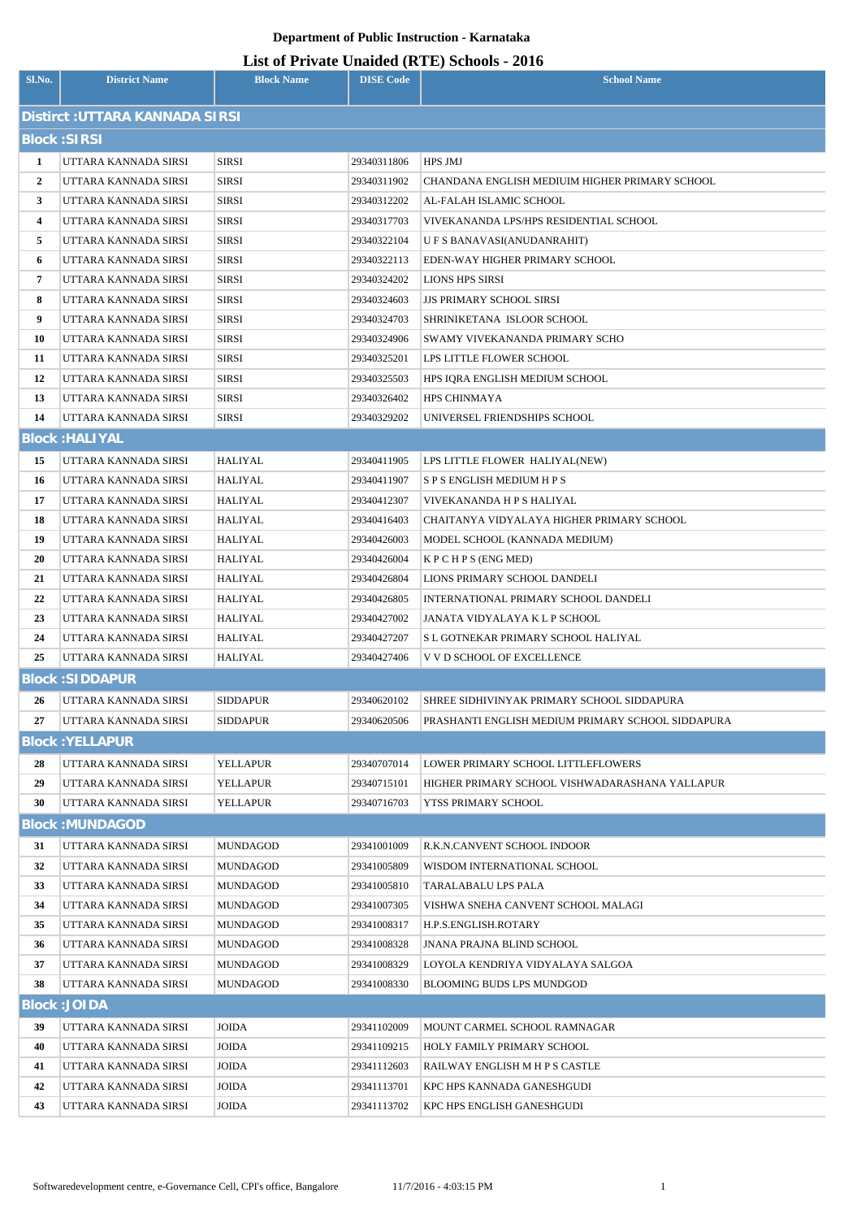**Department of Public Instruction - Karnataka**

## List of Private Unaided (RTE) Schools - 2016

| Sl.No. | District Name | Block Name | DISE Code | School Name |
|---|---|---|---|---|
| **Distirct :UTTARA KANNADA SIRSI** | | | | |
| **Block :SIRSI** | | | | |
| 1 | UTTARA KANNADA SIRSI | SIRSI | 29340311806 | HPS JMJ |
| 2 | UTTARA KANNADA SIRSI | SIRSI | 29340311902 | CHANDANA ENGLISH MEDIUIM HIGHER PRIMARY SCHOOL |
| 3 | UTTARA KANNADA SIRSI | SIRSI | 29340312202 | AL-FALAH ISLAMIC SCHOOL |
| 4 | UTTARA KANNADA SIRSI | SIRSI | 29340317703 | VIVEKANANDA LPS/HPS RESIDENTIAL SCHOOL |
| 5 | UTTARA KANNADA SIRSI | SIRSI | 29340322104 | U F S BANAVASI(ANUDANRAHIT) |
| 6 | UTTARA KANNADA SIRSI | SIRSI | 29340322113 | EDEN-WAY HIGHER PRIMARY SCHOOL |
| 7 | UTTARA KANNADA SIRSI | SIRSI | 29340324202 | LIONS HPS SIRSI |
| 8 | UTTARA KANNADA SIRSI | SIRSI | 29340324603 | JJS PRIMARY SCHOOL SIRSI |
| 9 | UTTARA KANNADA SIRSI | SIRSI | 29340324703 | SHRINIKETANA ISLOOR SCHOOL |
| 10 | UTTARA KANNADA SIRSI | SIRSI | 29340324906 | SWAMY VIVEKANANDA PRIMARY SCHO |
| 11 | UTTARA KANNADA SIRSI | SIRSI | 29340325201 | LPS LITTLE FLOWER SCHOOL |
| 12 | UTTARA KANNADA SIRSI | SIRSI | 29340325503 | HPS IQRA ENGLISH MEDIUM SCHOOL |
| 13 | UTTARA KANNADA SIRSI | SIRSI | 29340326402 | HPS CHINMAYA |
| 14 | UTTARA KANNADA SIRSI | SIRSI | 29340329202 | UNIVERSEL FRIENDSHIPS SCHOOL |
| **Block :HALIYAL** | | | | |
| 15 | UTTARA KANNADA SIRSI | HALIYAL | 29340411905 | LPS LITTLE FLOWER HALIYAL(NEW) |
| 16 | UTTARA KANNADA SIRSI | HALIYAL | 29340411907 | S P S ENGLISH MEDIUM H P S |
| 17 | UTTARA KANNADA SIRSI | HALIYAL | 29340412307 | VIVEKANANDA H P S HALIYAL |
| 18 | UTTARA KANNADA SIRSI | HALIYAL | 29340416403 | CHAITANYA VIDYALAYA HIGHER PRIMARY SCHOOL |
| 19 | UTTARA KANNADA SIRSI | HALIYAL | 29340426003 | MODEL SCHOOL (KANNADA MEDIUM) |
| 20 | UTTARA KANNADA SIRSI | HALIYAL | 29340426004 | K P C H P S (ENG MED) |
| 21 | UTTARA KANNADA SIRSI | HALIYAL | 29340426804 | LIONS PRIMARY SCHOOL DANDELI |
| 22 | UTTARA KANNADA SIRSI | HALIYAL | 29340426805 | INTERNATIONAL PRIMARY SCHOOL DANDELI |
| 23 | UTTARA KANNADA SIRSI | HALIYAL | 29340427002 | JANATA VIDYALAYA K L P SCHOOL |
| 24 | UTTARA KANNADA SIRSI | HALIYAL | 29340427207 | S L GOTNEKAR PRIMARY SCHOOL HALIYAL |
| 25 | UTTARA KANNADA SIRSI | HALIYAL | 29340427406 | V V D SCHOOL OF EXCELLENCE |
| **Block :SIDDAPUR** | | | | |
| 26 | UTTARA KANNADA SIRSI | SIDDAPUR | 29340620102 | SHREE SIDHIVINYAK PRIMARY SCHOOL SIDDAPURA |
| 27 | UTTARA KANNADA SIRSI | SIDDAPUR | 29340620506 | PRASHANTI ENGLISH MEDIUM PRIMARY SCHOOL SIDDAPURA |
| **Block :YELLAPUR** | | | | |
| 28 | UTTARA KANNADA SIRSI | YELLAPUR | 29340707014 | LOWER PRIMARY SCHOOL LITTLEFLOWERS |
| 29 | UTTARA KANNADA SIRSI | YELLAPUR | 29340715101 | HIGHER PRIMARY SCHOOL VISHWADARASHANA YALLAPUR |
| 30 | UTTARA KANNADA SIRSI | YELLAPUR | 29340716703 | YTSS PRIMARY SCHOOL |
| **Block :MUNDAGOD** | | | | |
| 31 | UTTARA KANNADA SIRSI | MUNDAGOD | 29341001009 | R.K.N.CANVENT SCHOOL INDOOR |
| 32 | UTTARA KANNADA SIRSI | MUNDAGOD | 29341005809 | WISDOM INTERNATIONAL SCHOOL |
| 33 | UTTARA KANNADA SIRSI | MUNDAGOD | 29341005810 | TARALABALU LPS PALA |
| 34 | UTTARA KANNADA SIRSI | MUNDAGOD | 29341007305 | VISHWA SNEHA CANVENT SCHOOL MALAGI |
| 35 | UTTARA KANNADA SIRSI | MUNDAGOD | 29341008317 | H.P.S.ENGLISH.ROTARY |
| 36 | UTTARA KANNADA SIRSI | MUNDAGOD | 29341008328 | JNANA PRAJNA BLIND SCHOOL |
| 37 | UTTARA KANNADA SIRSI | MUNDAGOD | 29341008329 | LOYOLA KENDRIYA VIDYALAYA SALGOA |
| 38 | UTTARA KANNADA SIRSI | MUNDAGOD | 29341008330 | BLOOMING BUDS LPS MUNDGOD |
| **Block :JOIDA** | | | | |
| 39 | UTTARA KANNADA SIRSI | JOIDA | 29341102009 | MOUNT CARMEL SCHOOL RAMNAGAR |
| 40 | UTTARA KANNADA SIRSI | JOIDA | 29341109215 | HOLY FAMILY PRIMARY SCHOOL |
| 41 | UTTARA KANNADA SIRSI | JOIDA | 29341112603 | RAILWAY ENGLISH M H P S CASTLE |
| 42 | UTTARA KANNADA SIRSI | JOIDA | 29341113701 | KPC HPS KANNADA GANESHGUDI |
| 43 | UTTARA KANNADA SIRSI | JOIDA | 29341113702 | KPC HPS ENGLISH GANESHGUDI |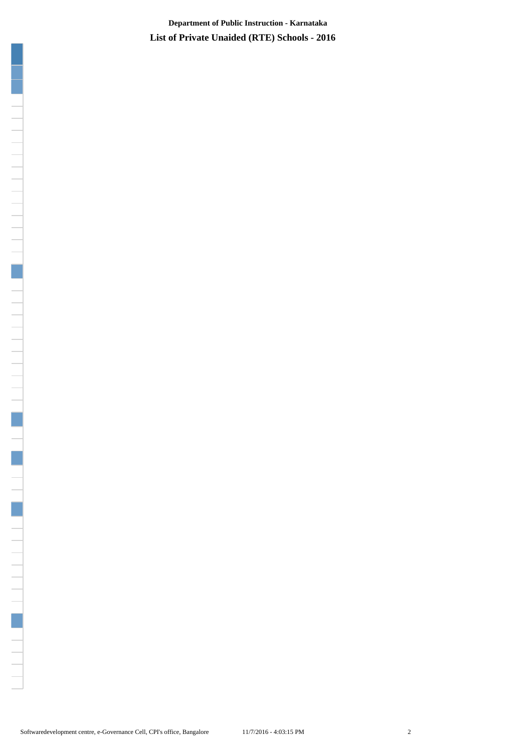**Department of Public Instruction - Karnataka**

**List of Private Unaided (RTE) Schools - 2016**